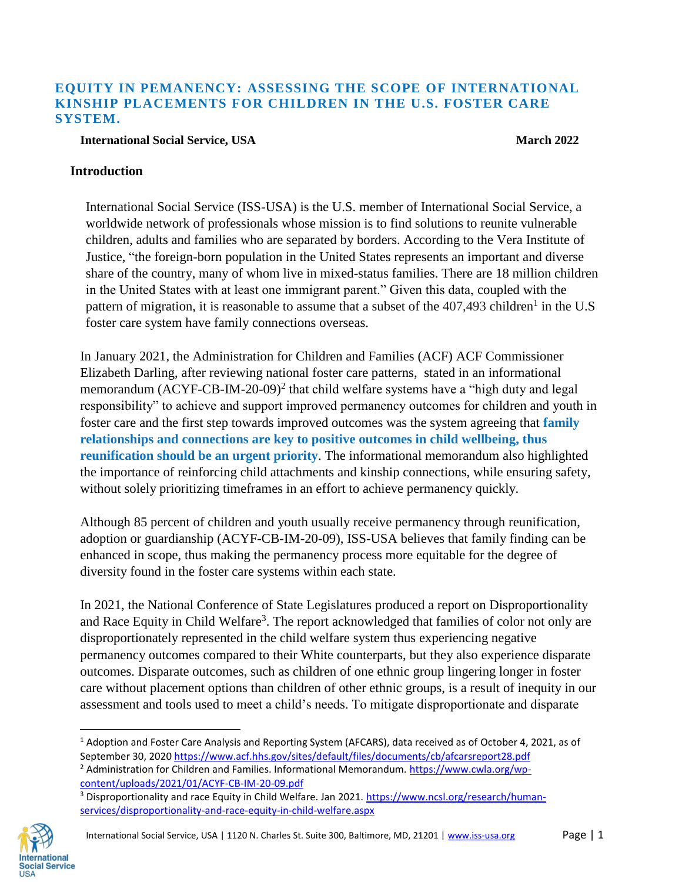# EQUITY IN PEMANENCY: ASSESSING THE SCOPE OF INTERNATIONAL KINSHIP PLACEMENTS FOR CHILDREN IN THE U.S. FOSTER CARE SYSTEM.

**International Social Service, USA** **March 2022**

## Introduction

International Social Service (ISS-USA) is the U.S. member of International Social Service, a worldwide network of professionals whose mission is to find solutions to reunite vulnerable children, adults and families who are separated by borders. According to the Vera Institute of Justice, "the foreign-born population in the United States represents an important and diverse share of the country, many of whom live in mixed-status families. There are 18 million children in the United States with at least one immigrant parent." Given this data, coupled with the pattern of migration, it is reasonable to assume that a subset of the 407,493 children[1] in the U.S foster care system have family connections overseas.

In January 2021, the Administration for Children and Families (ACF) ACF Commissioner Elizabeth Darling, after reviewing national foster care patterns, stated in an informational memorandum (ACYF-CB-IM-20-09)[2] that child welfare systems have a "high duty and legal responsibility" to achieve and support improved permanency outcomes for children and youth in foster care and the first step towards improved outcomes was the system agreeing that **family relationships and connections are key to positive outcomes in child wellbeing, thus reunification should be an urgent priority**. The informational memorandum also highlighted the importance of reinforcing child attachments and kinship connections, while ensuring safety, without solely prioritizing timeframes in an effort to achieve permanency quickly.

Although 85 percent of children and youth usually receive permanency through reunification, adoption or guardianship (ACYF-CB-IM-20-09), ISS-USA believes that family finding can be enhanced in scope, thus making the permanency process more equitable for the degree of diversity found in the foster care systems within each state.

In 2021, the National Conference of State Legislatures produced a report on Disproportionality and Race Equity in Child Welfare[3]. The report acknowledged that families of color not only are disproportionately represented in the child welfare system thus experiencing negative permanency outcomes compared to their White counterparts, but they also experience disparate outcomes. Disparate outcomes, such as children of one ethnic group lingering longer in foster care without placement options than children of other ethnic groups, is a result of inequity in our assessment and tools used to meet a child's needs. To mitigate disproportionate and disparate

---

[1] Adoption and Foster Care Analysis and Reporting System (AFCARS), data received as of October 4, 2021, as of September 30, 2020 https://www.acf.hhs.gov/sites/default/files/documents/cb/afcarsreport28.pdf

[2] Administration for Children and Families. Informational Memorandum. https://www.cwla.org/wp-content/uploads/2021/01/ACYF-CB-IM-20-09.pdf

[3] Disproportionality and race Equity in Child Welfare. Jan 2021. https://www.ncsl.org/research/human-services/disproportionality-and-race-equity-in-child-welfare.aspx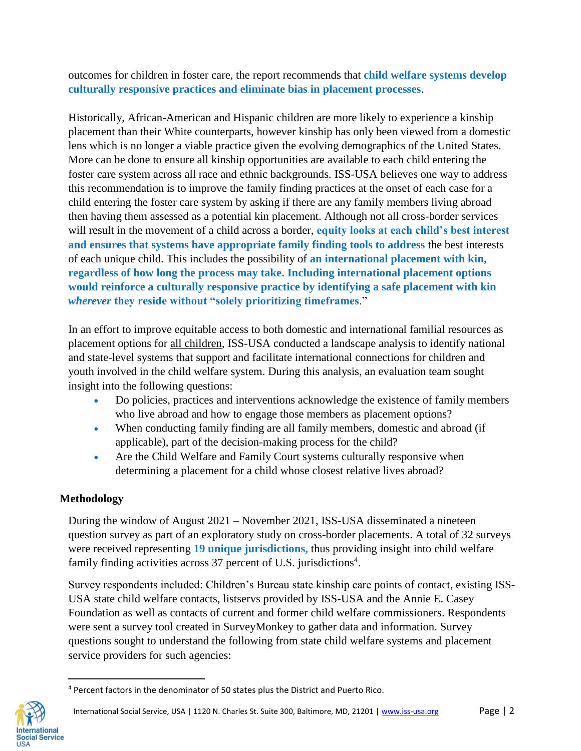outcomes for children in foster care, the report recommends that **child welfare systems develop culturally responsive practices and eliminate bias in placement processes**.

Historically, African-American and Hispanic children are more likely to experience a kinship placement than their White counterparts, however kinship has only been viewed from a domestic lens which is no longer a viable practice given the evolving demographics of the United States. More can be done to ensure all kinship opportunities are available to each child entering the foster care system across all race and ethnic backgrounds. ISS-USA believes one way to address this recommendation is to improve the family finding practices at the onset of each case for a child entering the foster care system by asking if there are any family members living abroad then having them assessed as a potential kin placement. Although not all cross-border services will result in the movement of a child across a border, **equity looks at each child's best interest and ensures that systems have appropriate family finding tools to address** the best interests of each unique child. This includes the possibility of **an international placement with kin, regardless of how long the process may take. Including international placement options would reinforce a culturally responsive practice by identifying a safe placement with kin *wherever* they reside without "solely prioritizing timeframes**."

In an effort to improve equitable access to both domestic and international familial resources as placement options for <u>all children</u>, ISS-USA conducted a landscape analysis to identify national and state-level systems that support and facilitate international connections for children and youth involved in the child welfare system. During this analysis, an evaluation team sought insight into the following questions:

- Do policies, practices and interventions acknowledge the existence of family members who live abroad and how to engage those members as placement options?
- When conducting family finding are all family members, domestic and abroad (if applicable), part of the decision-making process for the child?
- Are the Child Welfare and Family Court systems culturally responsive when determining a placement for a child whose closest relative lives abroad?

## Methodology

During the window of August 2021 – November 2021, ISS-USA disseminated a nineteen question survey as part of an exploratory study on cross-border placements. A total of 32 surveys were received representing **19 unique jurisdictions,** thus providing insight into child welfare family finding activities across 37 percent of U.S. jurisdictions[4].

Survey respondents included: Children's Bureau state kinship care points of contact, existing ISS-USA state child welfare contacts, listservs provided by ISS-USA and the Annie E. Casey Foundation as well as contacts of current and former child welfare commissioners. Respondents were sent a survey tool created in SurveyMonkey to gather data and information. Survey questions sought to understand the following from state child welfare systems and placement service providers for such agencies:

[4] Percent factors in the denominator of 50 states plus the District and Puerto Rico.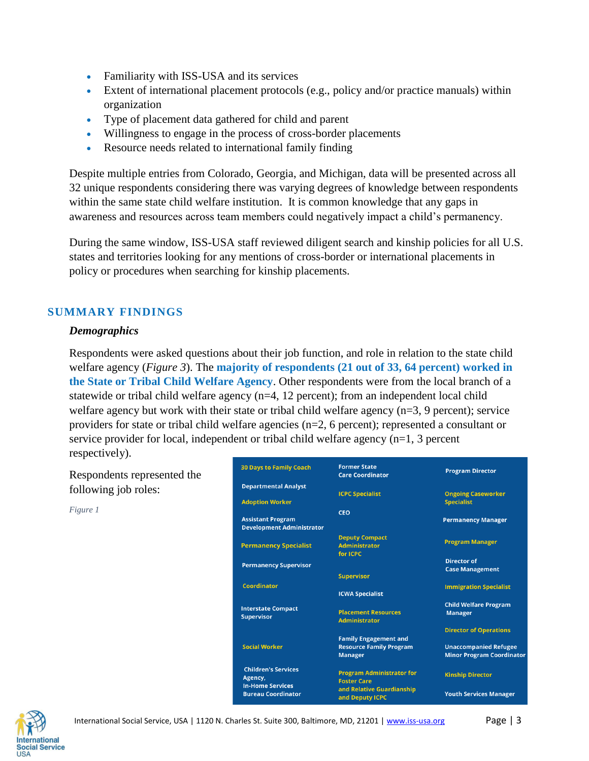- Familiarity with ISS-USA and its services
- Extent of international placement protocols (e.g., policy and/or practice manuals) within organization
- Type of placement data gathered for child and parent
- Willingness to engage in the process of cross-border placements
- Resource needs related to international family finding

Despite multiple entries from Colorado, Georgia, and Michigan, data will be presented across all 32 unique respondents considering there was varying degrees of knowledge between respondents within the same state child welfare institution. It is common knowledge that any gaps in awareness and resources across team members could negatively impact a child's permanency.

During the same window, ISS-USA staff reviewed diligent search and kinship policies for all U.S. states and territories looking for any mentions of cross-border or international placements in policy or procedures when searching for kinship placements.

## SUMMARY FINDINGS

### *Demographics*

Respondents were asked questions about their job function, and role in relation to the state child welfare agency (*Figure 3*). The **majority of respondents (21 out of 33, 64 percent) worked in the State or Tribal Child Welfare Agency**. Other respondents were from the local branch of a statewide or tribal child welfare agency (n=4, 12 percent); from an independent local child welfare agency but work with their state or tribal child welfare agency (n=3, 9 percent); service providers for state or tribal child welfare agencies (n=2, 6 percent); represented a consultant or service provider for local, independent or tribal child welfare agency (n=1, 3 percent respectively).

Respondents represented the following job roles:

*Figure 1*

| | | |
|---|---|---|
| 30 Days to Family Coach | Former State Care Coordinator | Program Director |
| Departmental Analyst | ICPC Specialist | Ongoing Caseworker Specialist |
| Adoption Worker | CEO | Permanency Manager |
| Assistant Program Development Administrator | Deputy Compact Administrator for ICPC | Program Manager |
| Permanency Specialist | Supervisor | Director of Case Management |
| Permanency Supervisor | ICWA Specialist | Immigration Specialist |
| Coordinator | Placement Resources Administrator | Child Welfare Program Manager |
| Interstate Compact Supervisor | Family Engagement and Resource Family Program Manager | Director of Operations |
| Social Worker | Program Administrator for Foster Care and Relative Guardianship and Deputy ICPC | Unaccompanied Refugee Minor Program Coordinator |
| Children's Services Agency, In-Home Services Bureau Coordinator | | Kinship Director |
| | | Youth Services Manager |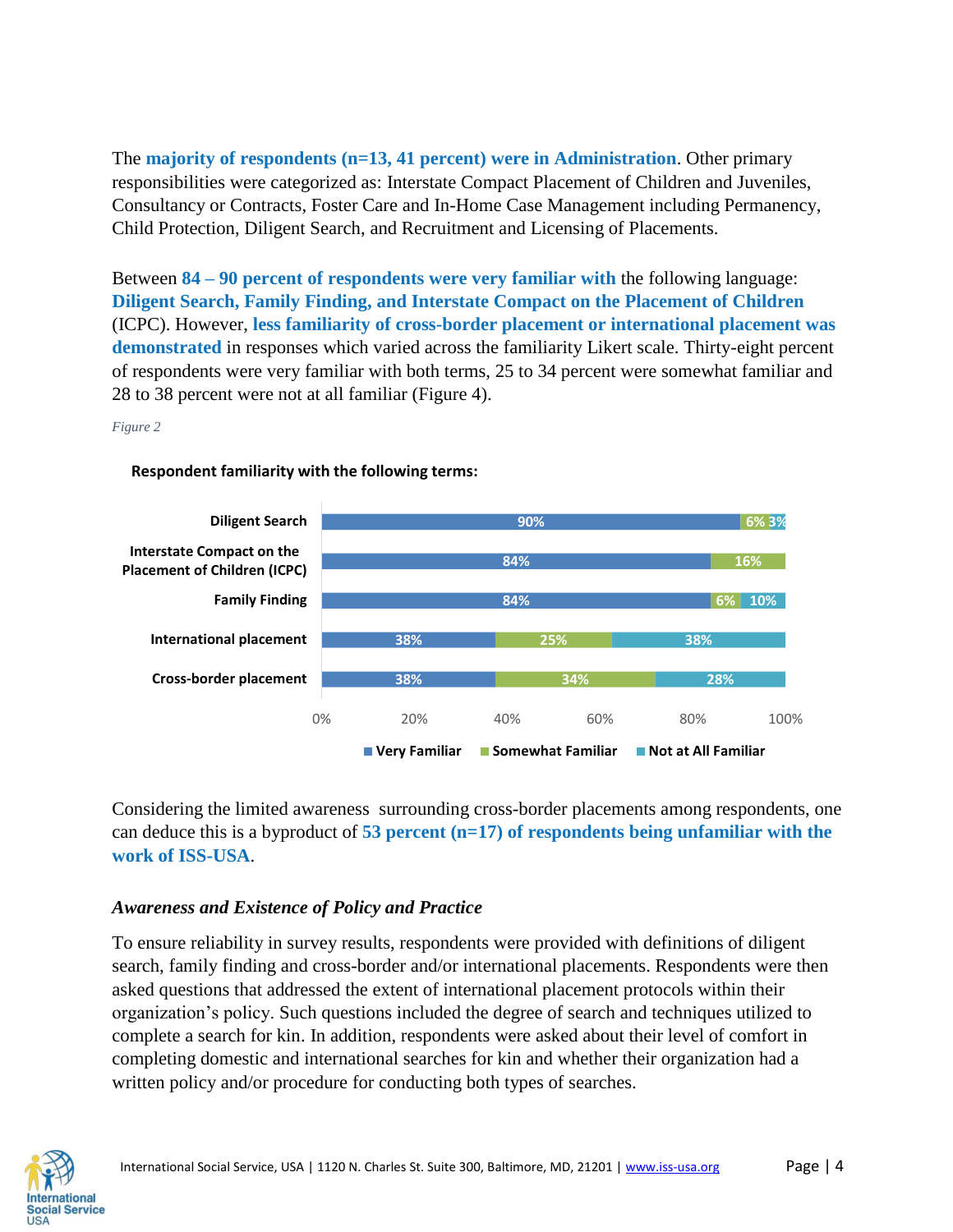The **majority of respondents (n=13, 41 percent) were in Administration**. Other primary responsibilities were categorized as: Interstate Compact Placement of Children and Juveniles, Consultancy or Contracts, Foster Care and In-Home Case Management including Permanency, Child Protection, Diligent Search, and Recruitment and Licensing of Placements.

Between **84 – 90 percent of respondents were very familiar with** the following language: **Diligent Search, Family Finding, and Interstate Compact on the Placement of Children** (ICPC). However, **less familiarity of cross-border placement or international placement was demonstrated** in responses which varied across the familiarity Likert scale. Thirty-eight percent of respondents were very familiar with both terms, 25 to 34 percent were somewhat familiar and 28 to 38 percent were not at all familiar (Figure 4).

*Figure 2*

**Respondent familiarity with the following terms:**

| Term | Very Familiar | Somewhat Familiar | Not at All Familiar |
|---|---|---|---|
| Diligent Search | 90% | 6% | 3% |
| Interstate Compact on the Placement of Children (ICPC) | 84% | 16% | |
| Family Finding | 84% | 6% | 10% |
| International placement | 38% | 25% | 38% |
| Cross-border placement | 38% | 34% | 28% |

Considering the limited awareness surrounding cross-border placements among respondents, one can deduce this is a byproduct of **53 percent (n=17) of respondents being unfamiliar with the work of ISS-USA**.

### *Awareness and Existence of Policy and Practice*

To ensure reliability in survey results, respondents were provided with definitions of diligent search, family finding and cross-border and/or international placements. Respondents were then asked questions that addressed the extent of international placement protocols within their organization's policy. Such questions included the degree of search and techniques utilized to complete a search for kin. In addition, respondents were asked about their level of comfort in completing domestic and international searches for kin and whether their organization had a written policy and/or procedure for conducting both types of searches.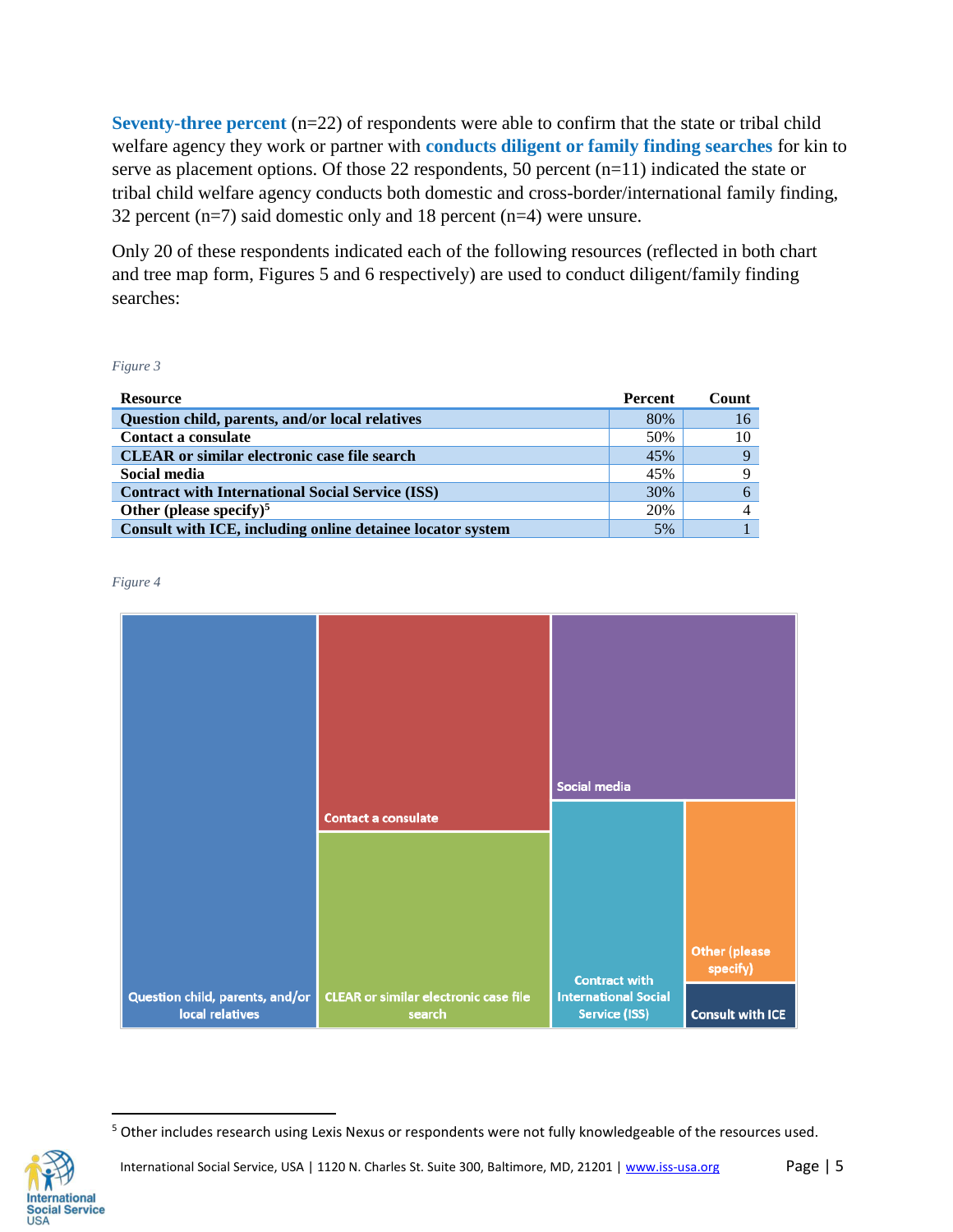**Seventy-three percent** (n=22) of respondents were able to confirm that the state or tribal child welfare agency they work or partner with **conducts diligent or family finding searches** for kin to serve as placement options. Of those 22 respondents, 50 percent (n=11) indicated the state or tribal child welfare agency conducts both domestic and cross-border/international family finding, 32 percent (n=7) said domestic only and 18 percent (n=4) were unsure.

Only 20 of these respondents indicated each of the following resources (reflected in both chart and tree map form, Figures 5 and 6 respectively) are used to conduct diligent/family finding searches:

*Figure 3*

| Resource | Percent | Count |
|---|---|---|
| **Question child, parents, and/or local relatives** | 80% | 16 |
| **Contact a consulate** | 50% | 10 |
| **CLEAR or similar electronic case file search** | 45% | 9 |
| **Social media** | 45% | 9 |
| **Contract with International Social Service (ISS)** | 30% | 6 |
| **Other (please specify)**[5] | 20% | 4 |
| **Consult with ICE, including online detainee locator system** | 5% | 1 |

*Figure 4*

Question child, parents, and/or local relatives | Contact a consulate | CLEAR or similar electronic case file search | Social media | Contract with International Social Service (ISS) | Other (please specify) | Consult with ICE

[5] Other includes research using Lexis Nexus or respondents were not fully knowledgeable of the resources used.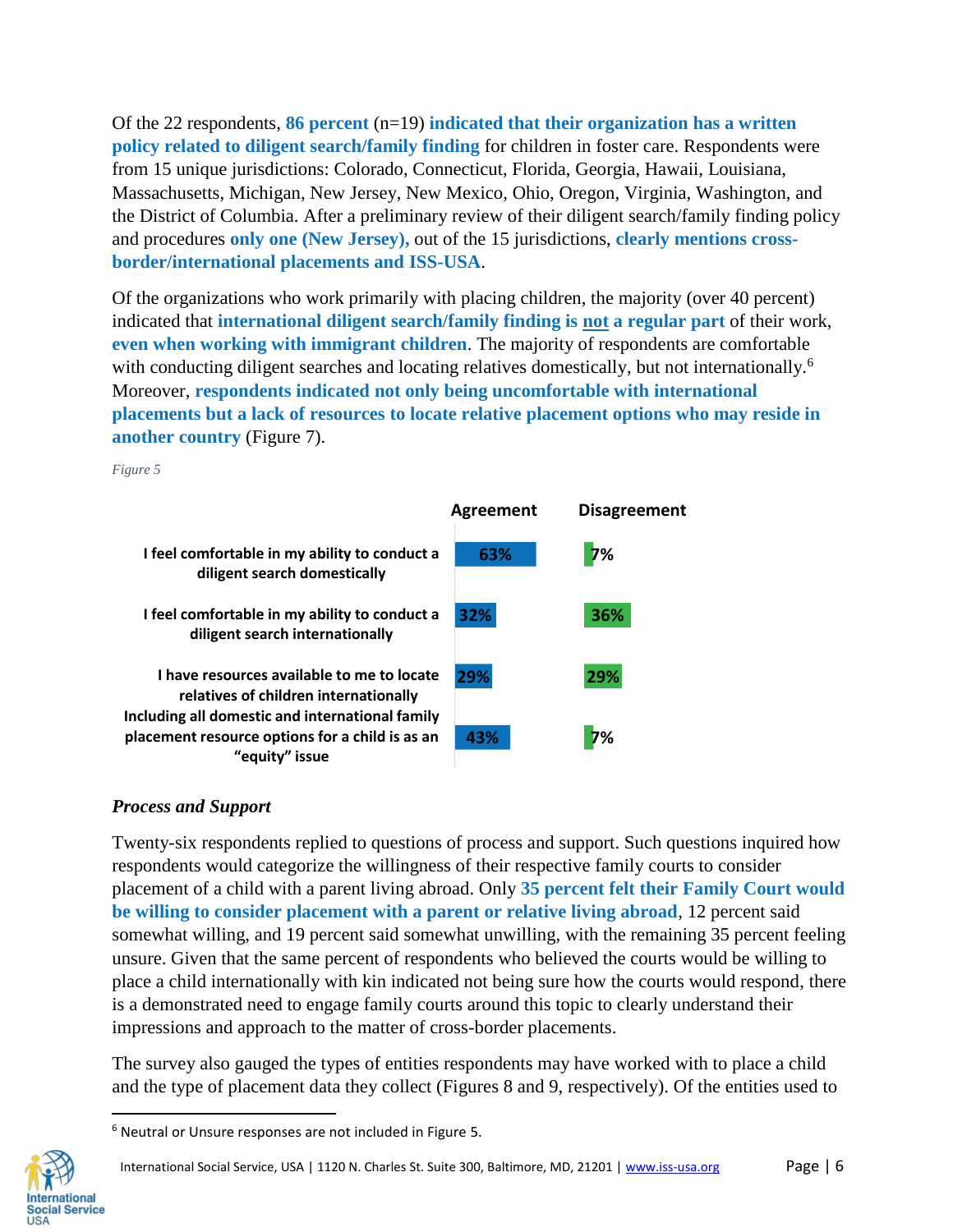Of the 22 respondents, **86 percent** (n=19) **indicated that their organization has a written policy related to diligent search/family finding** for children in foster care. Respondents were from 15 unique jurisdictions: Colorado, Connecticut, Florida, Georgia, Hawaii, Louisiana, Massachusetts, Michigan, New Jersey, New Mexico, Ohio, Oregon, Virginia, Washington, and the District of Columbia. After a preliminary review of their diligent search/family finding policy and procedures **only one (New Jersey),** out of the 15 jurisdictions, **clearly mentions cross-border/international placements and ISS-USA**.

Of the organizations who work primarily with placing children, the majority (over 40 percent) indicated that **international diligent search/family finding is not a regular part** of their work, **even when working with immigrant children**. The majority of respondents are comfortable with conducting diligent searches and locating relatives domestically, but not internationally.[6] Moreover, **respondents indicated not only being uncomfortable with international placements but a lack of resources to locate relative placement options who may reside in another country** (Figure 7).

*Figure 5*

| | Agreement | Disagreement |
|---|---|---|
| I feel comfortable in my ability to conduct a diligent search domestically | 63% | 7% |
| I feel comfortable in my ability to conduct a diligent search internationally | 32% | 36% |
| I have resources available to me to locate relatives of children internationally | 29% | 29% |
| Including all domestic and international family placement resource options for a child is as an "equity" issue | 43% | 7% |

### *Process and Support*

Twenty-six respondents replied to questions of process and support. Such questions inquired how respondents would categorize the willingness of their respective family courts to consider placement of a child with a parent living abroad. Only **35 percent felt their Family Court would be willing to consider placement with a parent or relative living abroad**, 12 percent said somewhat willing, and 19 percent said somewhat unwilling, with the remaining 35 percent feeling unsure. Given that the same percent of respondents who believed the courts would be willing to place a child internationally with kin indicated not being sure how the courts would respond, there is a demonstrated need to engage family courts around this topic to clearly understand their impressions and approach to the matter of cross-border placements.

The survey also gauged the types of entities respondents may have worked with to place a child and the type of placement data they collect (Figures 8 and 9, respectively). Of the entities used to

[6] Neutral or Unsure responses are not included in Figure 5.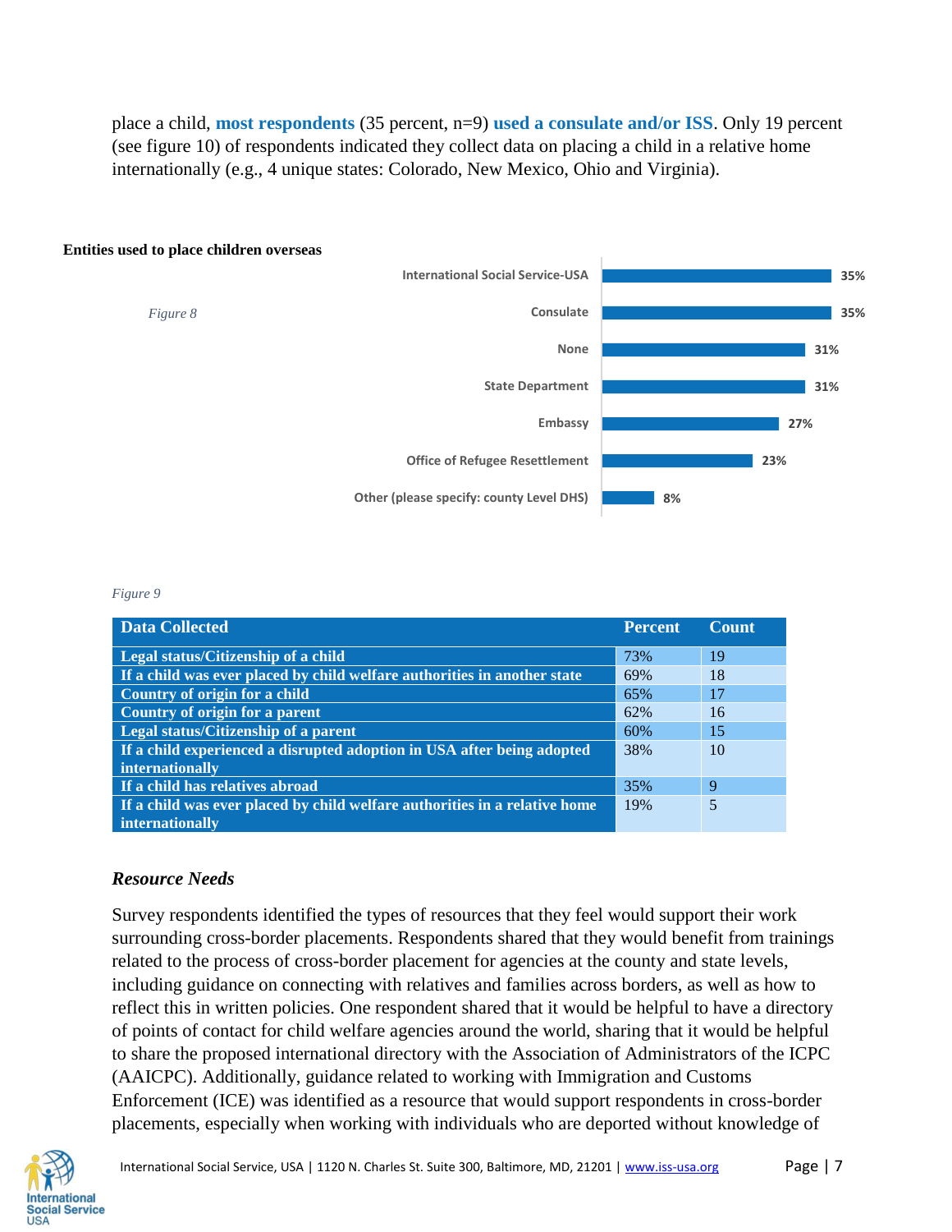place a child, **most respondents** (35 percent, n=9) **used a consulate and/or ISS**. Only 19 percent (see figure 10) of respondents indicated they collect data on placing a child in a relative home internationally (e.g., 4 unique states: Colorado, New Mexico, Ohio and Virginia).

**Entities used to place children overseas**

*Figure 8*

| Entity | Percent |
|---|---|
| International Social Service-USA | 35% |
| Consulate | 35% |
| None | 31% |
| State Department | 31% |
| Embassy | 27% |
| Office of Refugee Resettlement | 23% |
| Other (please specify: county Level DHS) | 8% |

*Figure 9*

| Data Collected | Percent | Count |
|---|---|---|
| Legal status/Citizenship of a child | 73% | 19 |
| If a child was ever placed by child welfare authorities in another state | 69% | 18 |
| Country of origin for a child | 65% | 17 |
| Country of origin for a parent | 62% | 16 |
| Legal status/Citizenship of a parent | 60% | 15 |
| If a child experienced a disrupted adoption in USA after being adopted internationally | 38% | 10 |
| If a child has relatives abroad | 35% | 9 |
| If a child was ever placed by child welfare authorities in a relative home internationally | 19% | 5 |

### *Resource Needs*

Survey respondents identified the types of resources that they feel would support their work surrounding cross-border placements. Respondents shared that they would benefit from trainings related to the process of cross-border placement for agencies at the county and state levels, including guidance on connecting with relatives and families across borders, as well as how to reflect this in written policies. One respondent shared that it would be helpful to have a directory of points of contact for child welfare agencies around the world, sharing that it would be helpful to share the proposed international directory with the Association of Administrators of the ICPC (AAICPC). Additionally, guidance related to working with Immigration and Customs Enforcement (ICE) was identified as a resource that would support respondents in cross-border placements, especially when working with individuals who are deported without knowledge of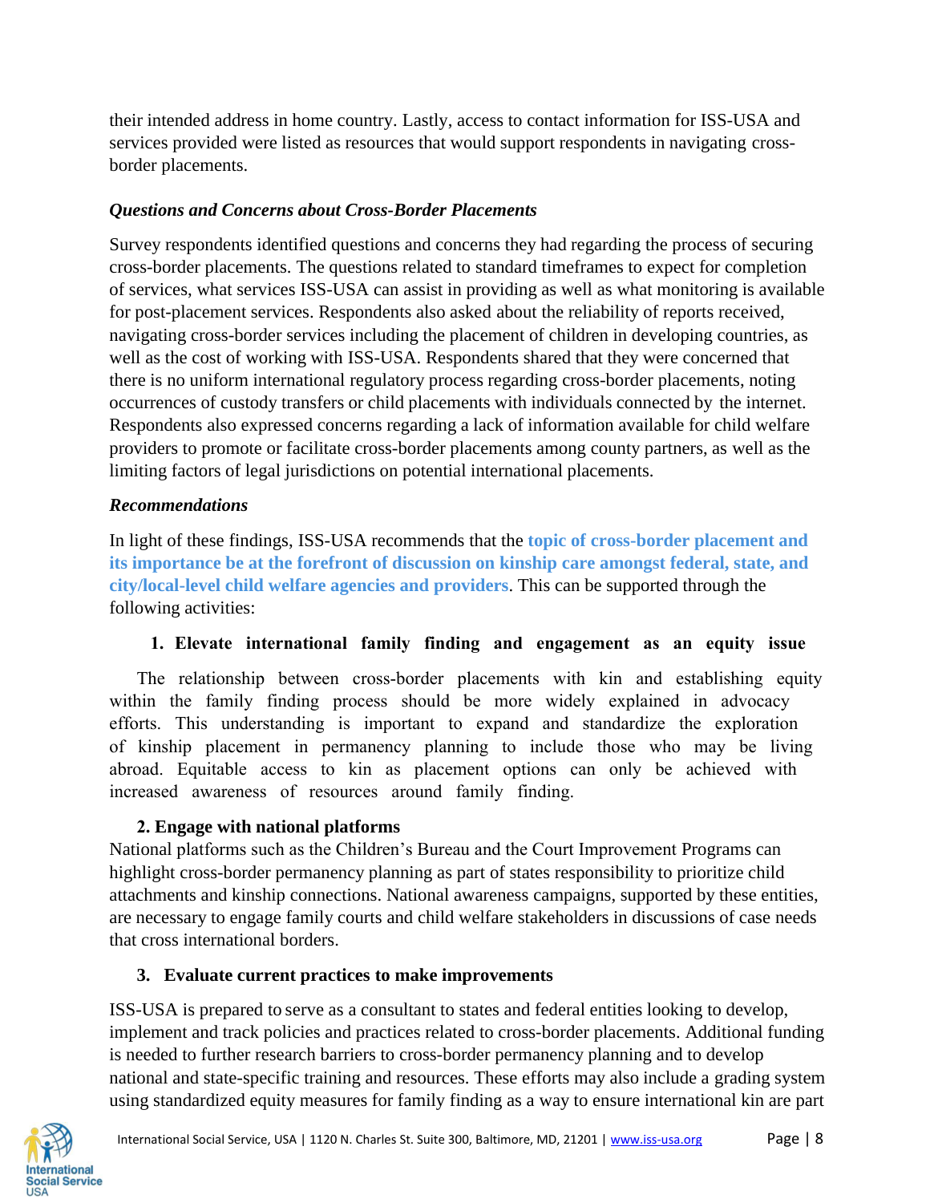their intended address in home country. Lastly, access to contact information for ISS-USA and services provided were listed as resources that would support respondents in navigating cross-border placements.

### *Questions and Concerns about Cross-Border Placements*

Survey respondents identified questions and concerns they had regarding the process of securing cross-border placements. The questions related to standard timeframes to expect for completion of services, what services ISS-USA can assist in providing as well as what monitoring is available for post-placement services. Respondents also asked about the reliability of reports received, navigating cross-border services including the placement of children in developing countries, as well as the cost of working with ISS-USA. Respondents shared that they were concerned that there is no uniform international regulatory process regarding cross-border placements, noting occurrences of custody transfers or child placements with individuals connected by the internet. Respondents also expressed concerns regarding a lack of information available for child welfare providers to promote or facilitate cross-border placements among county partners, as well as the limiting factors of legal jurisdictions on potential international placements.

### *Recommendations*

In light of these findings, ISS-USA recommends that the **topic of cross-border placement and its importance be at the forefront of discussion on kinship care amongst federal, state, and city/local-level child welfare agencies and providers**. This can be supported through the following activities:

**1. Elevate international family finding and engagement as an equity issue**

The relationship between cross-border placements with kin and establishing equity within the family finding process should be more widely explained in advocacy efforts. This understanding is important to expand and standardize the exploration of kinship placement in permanency planning to include those who may be living abroad. Equitable access to kin as placement options can only be achieved with increased awareness of resources around family finding.

**2. Engage with national platforms**

National platforms such as the Children's Bureau and the Court Improvement Programs can highlight cross-border permanency planning as part of states responsibility to prioritize child attachments and kinship connections. National awareness campaigns, supported by these entities, are necessary to engage family courts and child welfare stakeholders in discussions of case needs that cross international borders.

**3. Evaluate current practices to make improvements**

ISS-USA is prepared to serve as a consultant to states and federal entities looking to develop, implement and track policies and practices related to cross-border placements. Additional funding is needed to further research barriers to cross-border permanency planning and to develop national and state-specific training and resources. These efforts may also include a grading system using standardized equity measures for family finding as a way to ensure international kin are part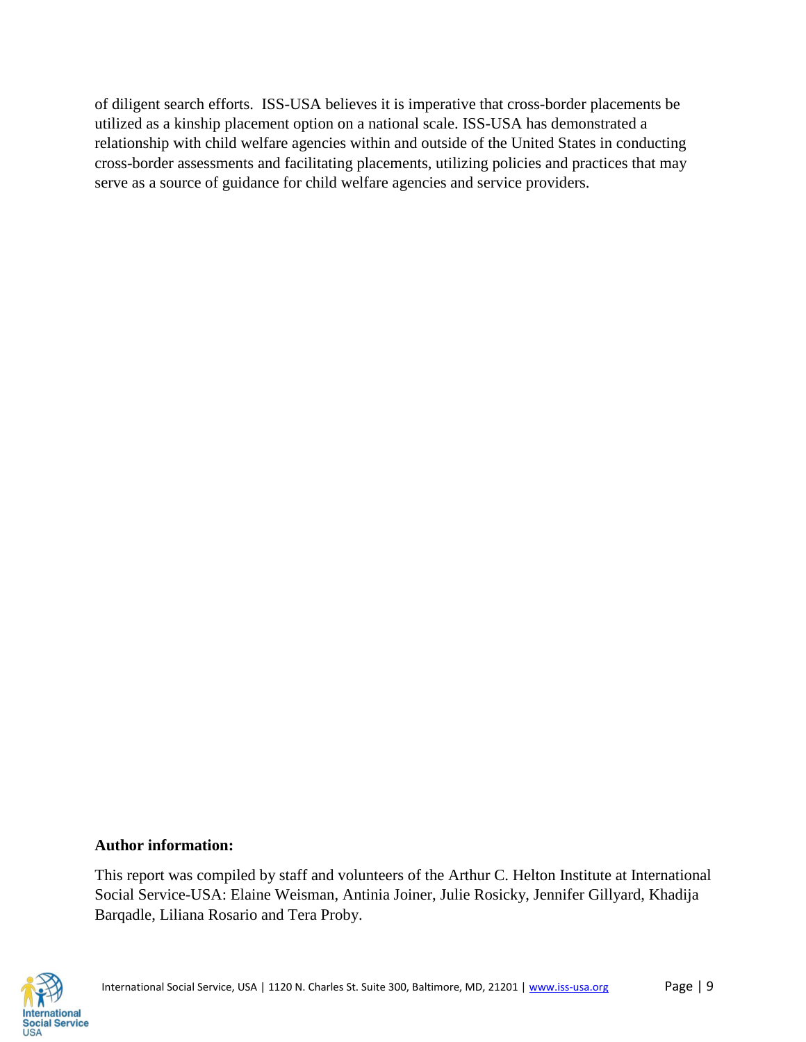of diligent search efforts. ISS-USA believes it is imperative that cross-border placements be utilized as a kinship placement option on a national scale. ISS-USA has demonstrated a relationship with child welfare agencies within and outside of the United States in conducting cross-border assessments and facilitating placements, utilizing policies and practices that may serve as a source of guidance for child welfare agencies and service providers.

**Author information:**

This report was compiled by staff and volunteers of the Arthur C. Helton Institute at International Social Service-USA: Elaine Weisman, Antinia Joiner, Julie Rosicky, Jennifer Gillyard, Khadija Barqadle, Liliana Rosario and Tera Proby.